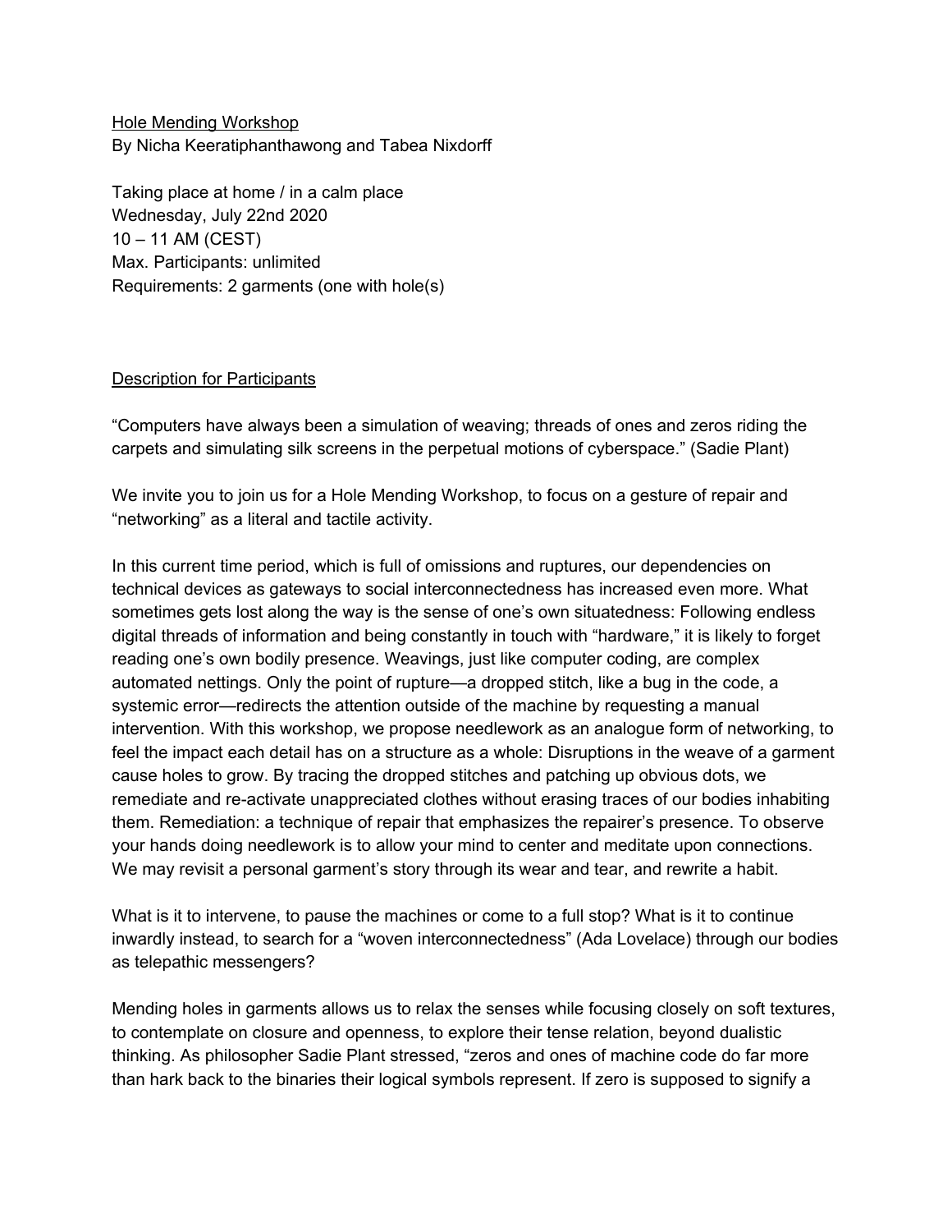Hole Mending Workshop
By Nicha Keeratiphanthawong and Tabea Nixdorff

Taking place at home / in a calm place
Wednesday, July 22nd 2020
10 – 11 AM (CEST)
Max. Participants: unlimited
Requirements: 2 garments (one with hole(s)

Description for Participants

"Computers have always been a simulation of weaving; threads of ones and zeros riding the carpets and simulating silk screens in the perpetual motions of cyberspace." (Sadie Plant)

We invite you to join us for a Hole Mending Workshop, to focus on a gesture of repair and "networking" as a literal and tactile activity.

In this current time period, which is full of omissions and ruptures, our dependencies on technical devices as gateways to social interconnectedness has increased even more. What sometimes gets lost along the way is the sense of one's own situatedness: Following endless digital threads of information and being constantly in touch with "hardware," it is likely to forget reading one's own bodily presence. Weavings, just like computer coding, are complex automated nettings. Only the point of rupture—a dropped stitch, like a bug in the code, a systemic error—redirects the attention outside of the machine by requesting a manual intervention. With this workshop, we propose needlework as an analogue form of networking, to feel the impact each detail has on a structure as a whole: Disruptions in the weave of a garment cause holes to grow. By tracing the dropped stitches and patching up obvious dots, we remediate and re-activate unappreciated clothes without erasing traces of our bodies inhabiting them. Remediation: a technique of repair that emphasizes the repairer's presence. To observe your hands doing needlework is to allow your mind to center and meditate upon connections. We may revisit a personal garment's story through its wear and tear, and rewrite a habit.

What is it to intervene, to pause the machines or come to a full stop? What is it to continue inwardly instead, to search for a "woven interconnectedness" (Ada Lovelace) through our bodies as telepathic messengers?

Mending holes in garments allows us to relax the senses while focusing closely on soft textures, to contemplate on closure and openness, to explore their tense relation, beyond dualistic thinking. As philosopher Sadie Plant stressed, "zeros and ones of machine code do far more than hark back to the binaries their logical symbols represent. If zero is supposed to signify a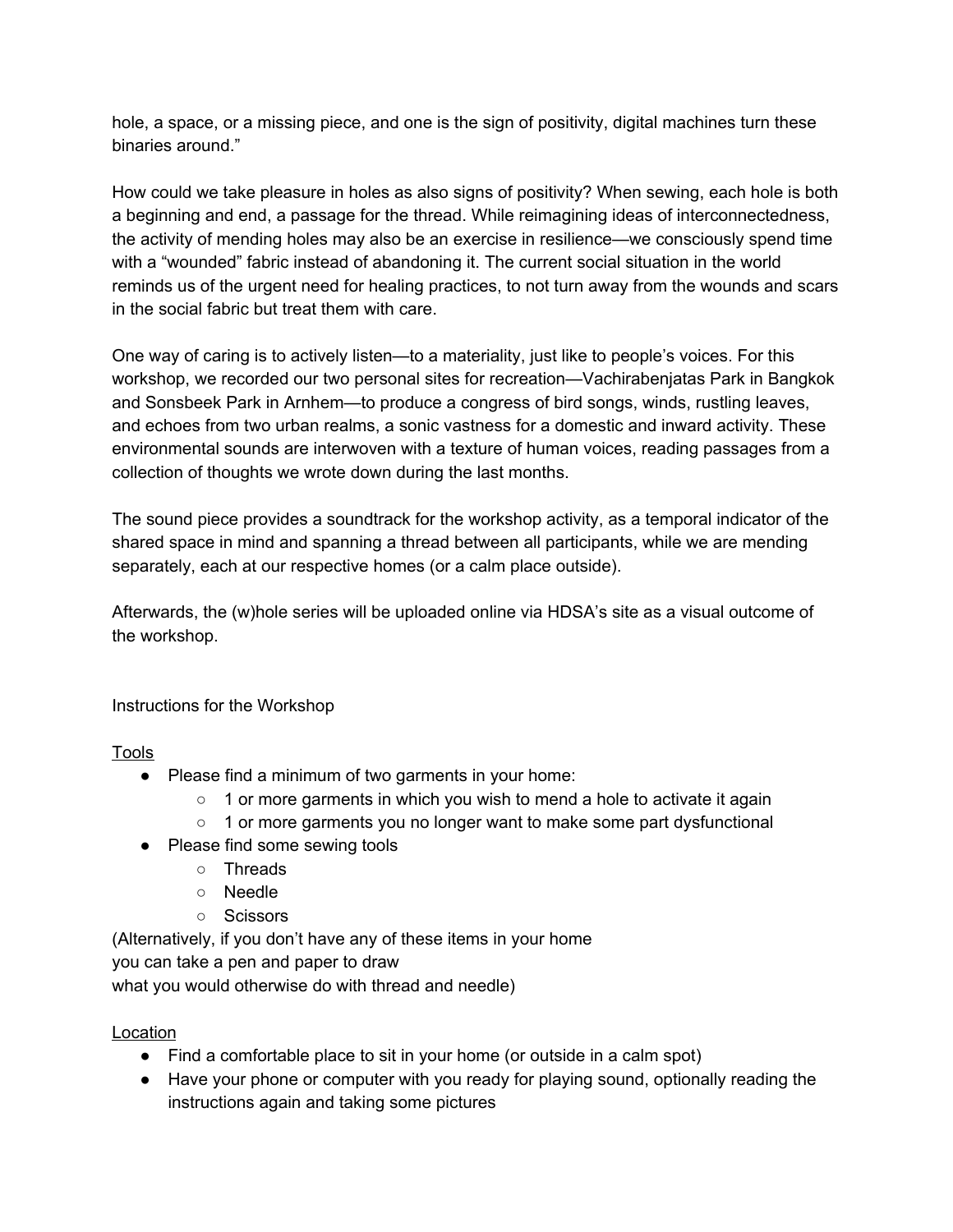hole, a space, or a missing piece, and one is the sign of positivity, digital machines turn these binaries around."

How could we take pleasure in holes as also signs of positivity? When sewing, each hole is both a beginning and end, a passage for the thread. While reimagining ideas of interconnectedness, the activity of mending holes may also be an exercise in resilience—we consciously spend time with a "wounded" fabric instead of abandoning it. The current social situation in the world reminds us of the urgent need for healing practices, to not turn away from the wounds and scars in the social fabric but treat them with care.

One way of caring is to actively listen—to a materiality, just like to people's voices. For this workshop, we recorded our two personal sites for recreation—Vachirabenjatas Park in Bangkok and Sonsbeek Park in Arnhem—to produce a congress of bird songs, winds, rustling leaves, and echoes from two urban realms, a sonic vastness for a domestic and inward activity. These environmental sounds are interwoven with a texture of human voices, reading passages from a collection of thoughts we wrote down during the last months.

The sound piece provides a soundtrack for the workshop activity, as a temporal indicator of the shared space in mind and spanning a thread between all participants, while we are mending separately, each at our respective homes (or a calm place outside).

Afterwards, the (w)hole series will be uploaded online via HDSA's site as a visual outcome of the workshop.

Instructions for the Workshop

<u>Tools</u>

- Please find a minimum of two garments in your home:
  - 1 or more garments in which you wish to mend a hole to activate it again
  - 1 or more garments you no longer want to make some part dysfunctional
- Please find some sewing tools
  - Threads
  - Needle
  - Scissors

(Alternatively, if you don't have any of these items in your home
you can take a pen and paper to draw
what you would otherwise do with thread and needle)

<u>Location</u>

- Find a comfortable place to sit in your home (or outside in a calm spot)
- Have your phone or computer with you ready for playing sound, optionally reading the instructions again and taking some pictures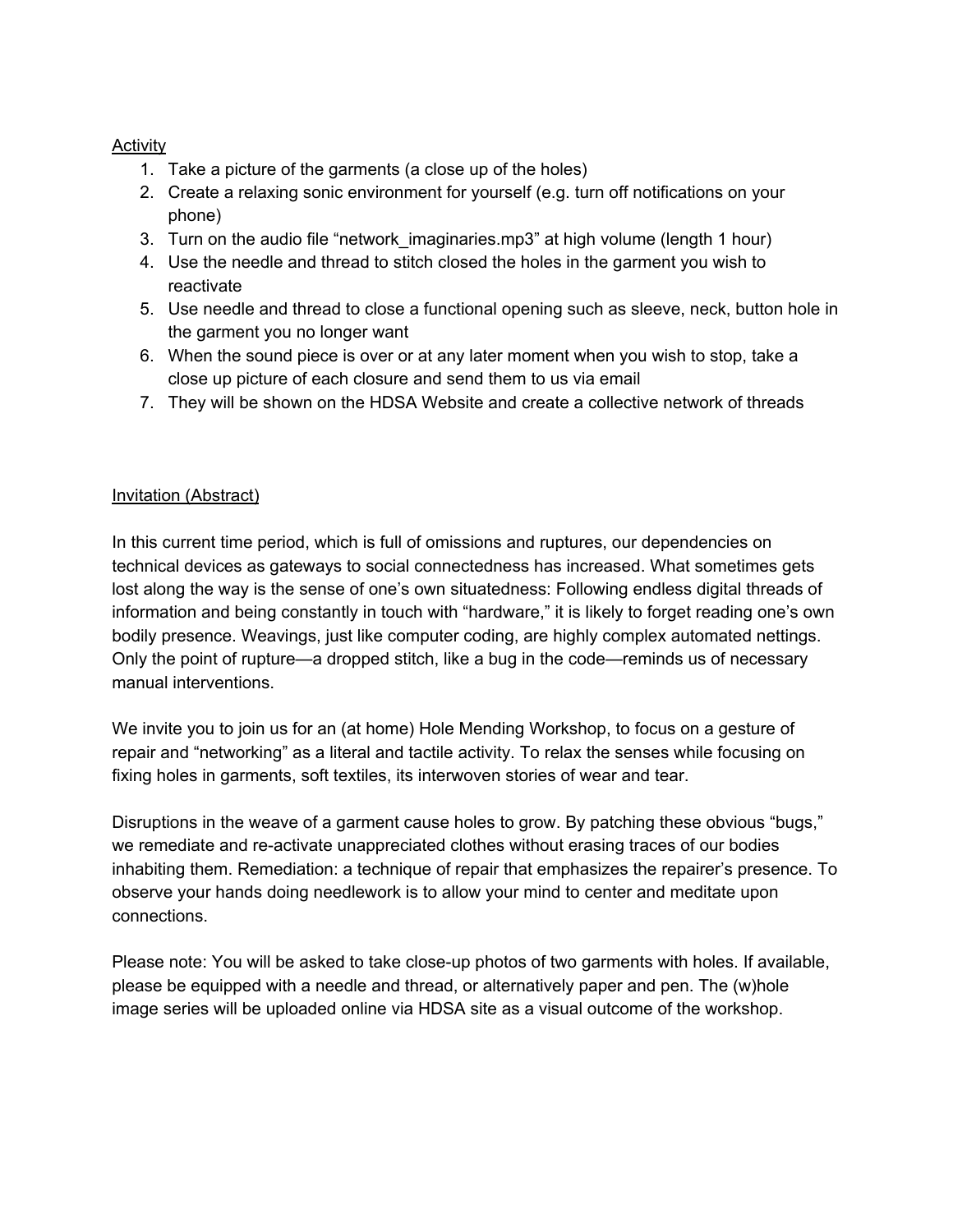Activity

1. Take a picture of the garments (a close up of the holes)
2. Create a relaxing sonic environment for yourself (e.g. turn off notifications on your phone)
3. Turn on the audio file "network_imaginaries.mp3" at high volume (length 1 hour)
4. Use the needle and thread to stitch closed the holes in the garment you wish to reactivate
5. Use needle and thread to close a functional opening such as sleeve, neck, button hole in the garment you no longer want
6. When the sound piece is over or at any later moment when you wish to stop, take a close up picture of each closure and send them to us via email
7. They will be shown on the HDSA Website and create a collective network of threads

Invitation (Abstract)

In this current time period, which is full of omissions and ruptures, our dependencies on technical devices as gateways to social connectedness has increased. What sometimes gets lost along the way is the sense of one's own situatedness: Following endless digital threads of information and being constantly in touch with "hardware," it is likely to forget reading one's own bodily presence. Weavings, just like computer coding, are highly complex automated nettings. Only the point of rupture—a dropped stitch, like a bug in the code—reminds us of necessary manual interventions.

We invite you to join us for an (at home) Hole Mending Workshop, to focus on a gesture of repair and "networking" as a literal and tactile activity. To relax the senses while focusing on fixing holes in garments, soft textiles, its interwoven stories of wear and tear.

Disruptions in the weave of a garment cause holes to grow. By patching these obvious "bugs," we remediate and re-activate unappreciated clothes without erasing traces of our bodies inhabiting them. Remediation: a technique of repair that emphasizes the repairer's presence. To observe your hands doing needlework is to allow your mind to center and meditate upon connections.

Please note: You will be asked to take close-up photos of two garments with holes. If available, please be equipped with a needle and thread, or alternatively paper and pen. The (w)hole image series will be uploaded online via HDSA site as a visual outcome of the workshop.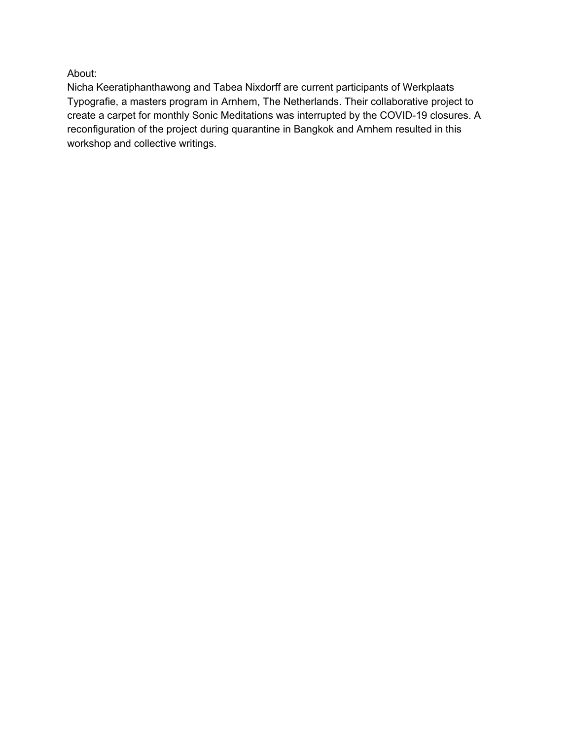About:

Nicha Keeratiphanthawong and Tabea Nixdorff are current participants of Werkplaats Typografie, a masters program in Arnhem, The Netherlands. Their collaborative project to create a carpet for monthly Sonic Meditations was interrupted by the COVID-19 closures. A reconfiguration of the project during quarantine in Bangkok and Arnhem resulted in this workshop and collective writings.